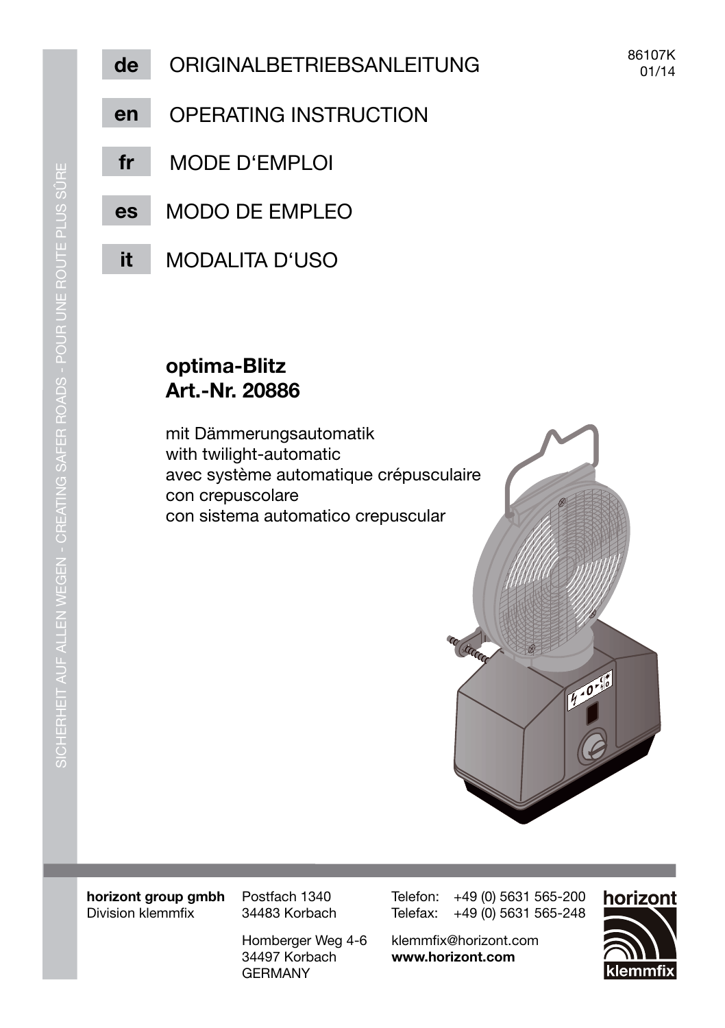86107K
01/14

**de** ORIGINALBETRIEBSANLEITUNG

**en** OPERATING INSTRUCTION

**fr** MODE D'EMPLOI

**es** MODO DE EMPLEO

**it** MODALITA D'USO

SICHERHEIT AUF ALLEN WEGEN - CREATING SAFER ROADS - POUR UNE ROUTE PLUS SÛRE

# optima-Blitz
# Art.-Nr. 20886

mit Dämmerungsautomatik
with twilight-automatic
avec système automatique crépusculaire
con crepuscolare
con sistema automatico crepuscular

**horizont group gmbh**
Division klemmfix

Postfach 1340
34483 Korbach

Homberger Weg 4-6
34497 Korbach
GERMANY

Telefon: +49 (0) 5631 565-200
Telefax: +49 (0) 5631 565-248

klemmfix@horizont.com
**www.horizont.com**

horizont klemmfix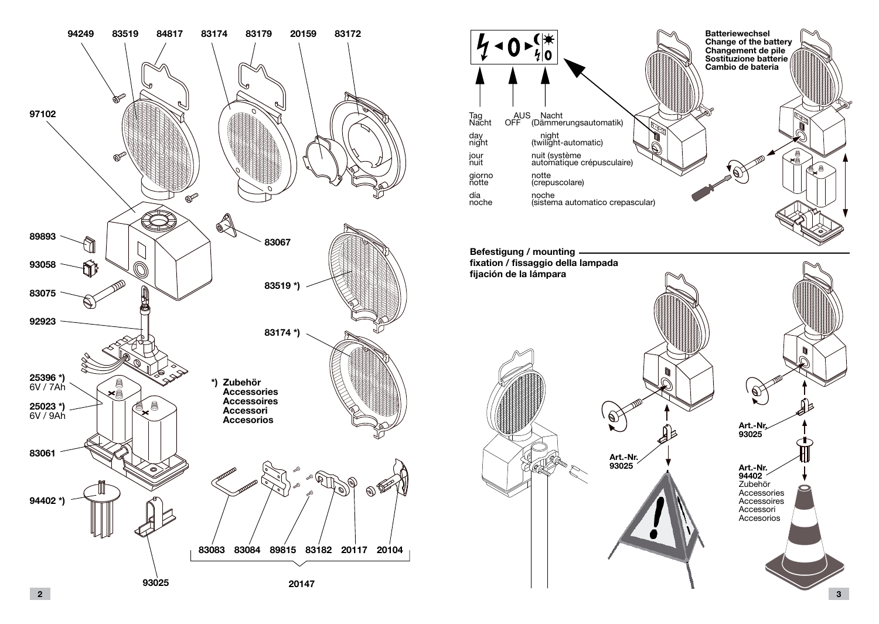94249 83519 84817 83174 83179 20159 83172

97102

89893

93058

83075

92923

83067

83519 *)

83174 *)

25396 *)
6V / 7Ah

25023 *)
6V / 9Ah

*) Zubehör
Accessories
Accessoires
Accessori
Accesorios

83061

94402 *)

93025

83083 83084 89815 83182 20117 20104

20147

**Batteriewechsel**
**Change of the battery**
**Changement de pile**
**Sostituzione batterie**
**Cambio de bateria**

| | | |
|---|---|---|
| Tag / Nacht | AUS / OFF | Nacht (Dämmerungsautomatik) |
| day / night | | night (twilight-automatic) |
| jour / nuit | | nuit (système automatique crépusculaire) |
| giorno / notte | | notte (crepuscolare) |
| día / noche | | noche (sistema automatico crepascular) |

**Befestigung / mounting**
**fixation / fissaggio della lampada**
**fijación de la lámpara**

**Art.-Nr. 93025**

**Art.-Nr. 93025**

**Art.-Nr. 94402**
Zubehör
Accessories
Accessoires
Accessori
Accesorios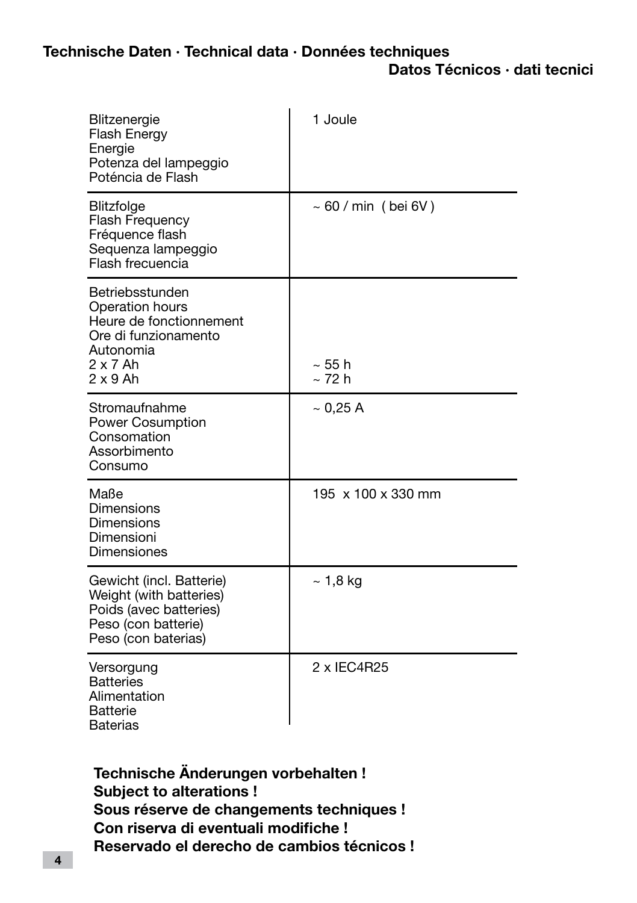**Technische Daten · Technical data · Données techniques**
**Datos Técnicos · dati tecnici**

| | |
|---|---|
| Blitzenergie<br>Flash Energy<br>Energie<br>Potenza del lampeggio<br>Poténcia de Flash | 1 Joule |
| Blitzfolge<br>Flash Frequency<br>Fréquence flash<br>Sequenza lampeggio<br>Flash frecuencia | ~ 60 / min ( bei 6V ) |
| Betriebsstunden<br>Operation hours<br>Heure de fonctionnement<br>Ore di funzionamento<br>Autonomia<br>2 x 7 Ah<br>2 x 9 Ah | <br><br><br><br><br>~ 55 h<br>~ 72 h |
| Stromaufnahme<br>Power Cosumption<br>Consomation<br>Assorbimento<br>Consumo | ~ 0,25 A |
| Maße<br>Dimensions<br>Dimensions<br>Dimensioni<br>Dimensiones | 195 x 100 x 330 mm |
| Gewicht (incl. Batterie)<br>Weight (with batteries)<br>Poids (avec batteries)<br>Peso (con batterie)<br>Peso (con baterias) | ~ 1,8 kg |
| Versorgung<br>Batteries<br>Alimentation<br>Batterie<br>Baterias | 2 x IEC4R25 |

**Technische Änderungen vorbehalten !**
**Subject to alterations !**
**Sous réserve de changements techniques !**
**Con riserva di eventuali modifiche !**
**Reservado el derecho de cambios técnicos !**